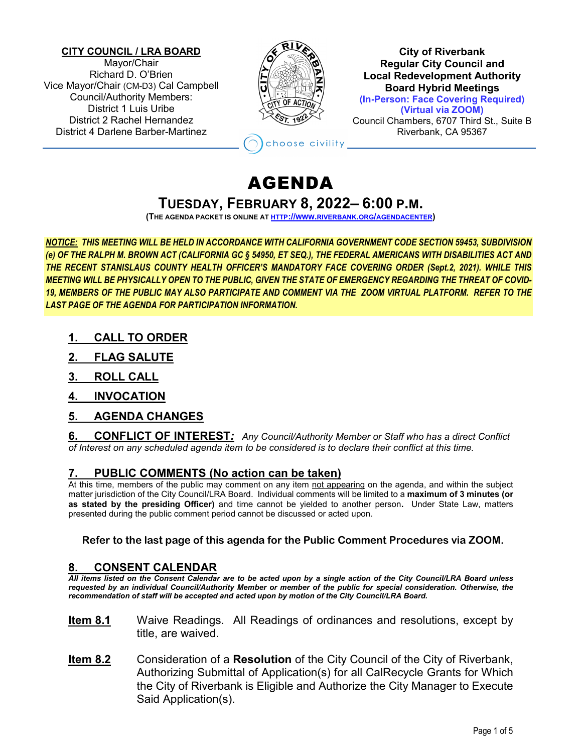**CITY COUNCIL / LRA BOARD**
Mayor/Chair
Richard D. O'Brien
Vice Mayor/Chair (CM-D3) Cal Campbell
Council/Authority Members:
District 1 Luis Uribe
District 2 Rachel Hernandez
District 4 Darlene Barber-Martinez

**City of Riverbank**
**Regular City Council and**
**Local Redevelopment Authority**
**Board Hybrid Meetings**
**(In-Person: Face Covering Required)**
**(Virtual via ZOOM)**
Council Chambers, 6707 Third St., Suite B
Riverbank, CA 95367

choose civility

# AGENDA

## TUESDAY, FEBRUARY 8, 2022– 6:00 P.M.

**(THE AGENDA PACKET IS ONLINE AT [HTTP://WWW.RIVERBANK.ORG/AGENDACENTER](http://www.riverbank.org/agendacenter))**

***NOTICE:* *THIS MEETING WILL BE HELD IN ACCORDANCE WITH CALIFORNIA GOVERNMENT CODE SECTION 59453, SUBDIVISION (e) OF THE RALPH M. BROWN ACT (CALIFORNIA GC § 54950, ET SEQ.), THE FEDERAL AMERICANS WITH DISABILITIES ACT AND THE RECENT STANISLAUS COUNTY HEALTH OFFICER'S MANDATORY FACE COVERING ORDER (Sept.2, 2021). WHILE THIS MEETING WILL BE PHYSICALLY OPEN TO THE PUBLIC, GIVEN THE STATE OF EMERGENCY REGARDING THE THREAT OF COVID-19, MEMBERS OF THE PUBLIC MAY ALSO PARTICIPATE AND COMMENT VIA THE ZOOM VIRTUAL PLATFORM. REFER TO THE LAST PAGE OF THE AGENDA FOR PARTICIPATION INFORMATION.***

### 1. CALL TO ORDER

### 2. FLAG SALUTE

### 3. ROLL CALL

### 4. INVOCATION

### 5. AGENDA CHANGES

### 6. CONFLICT OF INTEREST*:* 

*Any Council/Authority Member or Staff who has a direct Conflict of Interest on any scheduled agenda item to be considered is to declare their conflict at this time.*

### 7. PUBLIC COMMENTS (No action can be taken)

At this time, members of the public may comment on any item not appearing on the agenda, and within the subject matter jurisdiction of the City Council/LRA Board. Individual comments will be limited to a **maximum of 3 minutes (or as stated by the presiding Officer)** and time cannot be yielded to another person**.** Under State Law, matters presented during the public comment period cannot be discussed or acted upon.

**Refer to the last page of this agenda for the Public Comment Procedures via ZOOM.**

### 8. CONSENT CALENDAR

***All items listed on the Consent Calendar are to be acted upon by a single action of the City Council/LRA Board unless requested by an individual Council/Authority Member or member of the public for special consideration. Otherwise, the recommendation of staff will be accepted and acted upon by motion of the City Council/LRA Board.***

**Item 8.1** Waive Readings. All Readings of ordinances and resolutions, except by title, are waived.

**Item 8.2** Consideration of a **Resolution** of the City Council of the City of Riverbank, Authorizing Submittal of Application(s) for all CalRecycle Grants for Which the City of Riverbank is Eligible and Authorize the City Manager to Execute Said Application(s).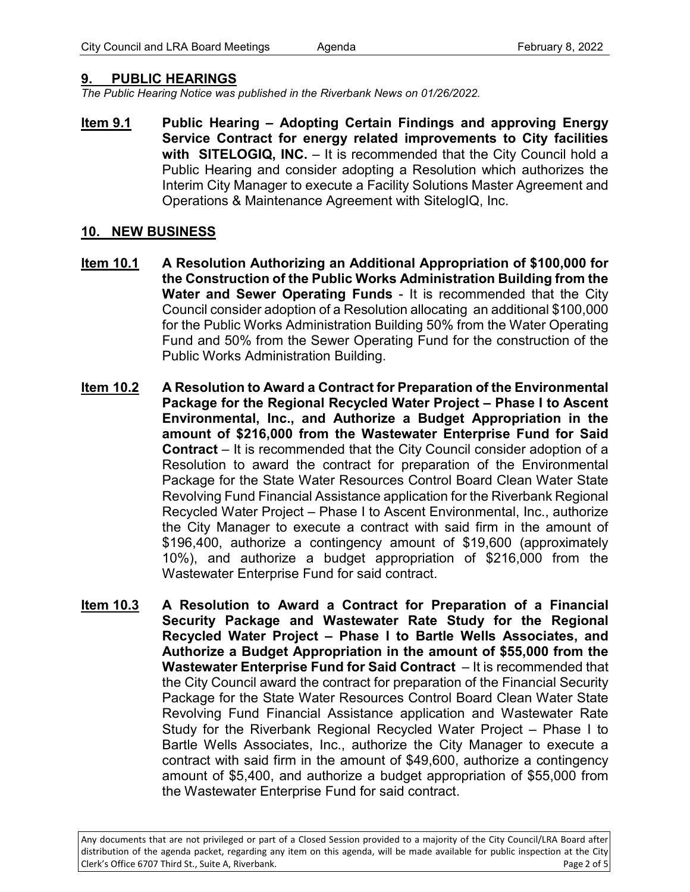## 9. PUBLIC HEARINGS

*The Public Hearing Notice was published in the Riverbank News on 01/26/2022.*

**Item 9.1** **Public Hearing – Adopting Certain Findings and approving Energy Service Contract for energy related improvements to City facilities with SITELOGIQ, INC.** – It is recommended that the City Council hold a Public Hearing and consider adopting a Resolution which authorizes the Interim City Manager to execute a Facility Solutions Master Agreement and Operations & Maintenance Agreement with SitelogIQ, Inc.

## 10. NEW BUSINESS

**Item 10.1** **A Resolution Authorizing an Additional Appropriation of $100,000 for the Construction of the Public Works Administration Building from the Water and Sewer Operating Funds** - It is recommended that the City Council consider adoption of a Resolution allocating an additional $100,000 for the Public Works Administration Building 50% from the Water Operating Fund and 50% from the Sewer Operating Fund for the construction of the Public Works Administration Building.

**Item 10.2** **A Resolution to Award a Contract for Preparation of the Environmental Package for the Regional Recycled Water Project – Phase I to Ascent Environmental, Inc., and Authorize a Budget Appropriation in the amount of $216,000 from the Wastewater Enterprise Fund for Said Contract** – It is recommended that the City Council consider adoption of a Resolution to award the contract for preparation of the Environmental Package for the State Water Resources Control Board Clean Water State Revolving Fund Financial Assistance application for the Riverbank Regional Recycled Water Project – Phase I to Ascent Environmental, Inc., authorize the City Manager to execute a contract with said firm in the amount of $196,400, authorize a contingency amount of $19,600 (approximately 10%), and authorize a budget appropriation of $216,000 from the Wastewater Enterprise Fund for said contract.

**Item 10.3** **A Resolution to Award a Contract for Preparation of a Financial Security Package and Wastewater Rate Study for the Regional Recycled Water Project – Phase I to Bartle Wells Associates, and Authorize a Budget Appropriation in the amount of $55,000 from the Wastewater Enterprise Fund for Said Contract** – It is recommended that the City Council award the contract for preparation of the Financial Security Package for the State Water Resources Control Board Clean Water State Revolving Fund Financial Assistance application and Wastewater Rate Study for the Riverbank Regional Recycled Water Project – Phase I to Bartle Wells Associates, Inc., authorize the City Manager to execute a contract with said firm in the amount of $49,600, authorize a contingency amount of $5,400, and authorize a budget appropriation of $55,000 from the Wastewater Enterprise Fund for said contract.

Any documents that are not privileged or part of a Closed Session provided to a majority of the City Council/LRA Board after distribution of the agenda packet, regarding any item on this agenda, will be made available for public inspection at the City Clerk's Office 6707 Third St., Suite A, Riverbank.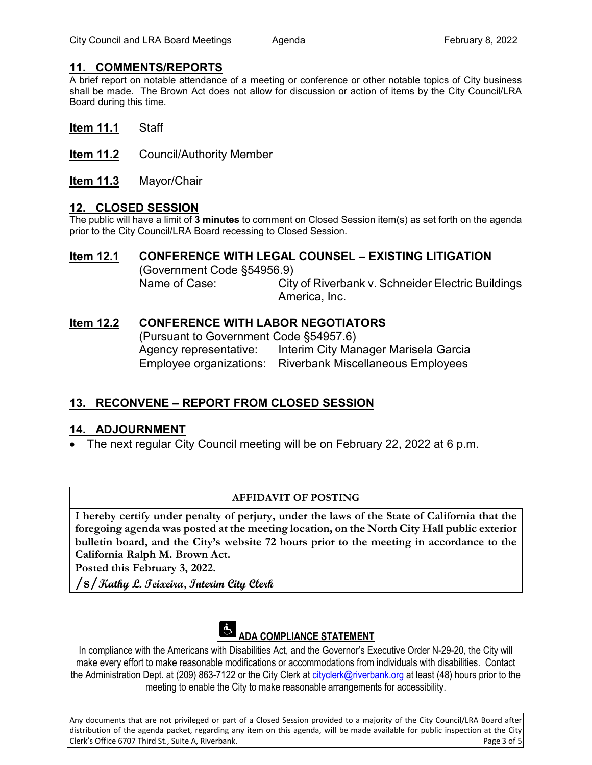## 11. COMMENTS/REPORTS

A brief report on notable attendance of a meeting or conference or other notable topics of City business shall be made. The Brown Act does not allow for discussion or action of items by the City Council/LRA Board during this time.

**Item 11.1** Staff

**Item 11.2** Council/Authority Member

**Item 11.3** Mayor/Chair

## 12. CLOSED SESSION

The public will have a limit of **3 minutes** to comment on Closed Session item(s) as set forth on the agenda prior to the City Council/LRA Board recessing to Closed Session.

**Item 12.1** **CONFERENCE WITH LEGAL COUNSEL – EXISTING LITIGATION**
(Government Code §54956.9)
Name of Case: City of Riverbank v. Schneider Electric Buildings America, Inc.

**Item 12.2** **CONFERENCE WITH LABOR NEGOTIATORS**
(Pursuant to Government Code §54957.6)
Agency representative: Interim City Manager Marisela Garcia
Employee organizations: Riverbank Miscellaneous Employees

## 13. RECONVENE – REPORT FROM CLOSED SESSION

## 14. ADJOURNMENT

- The next regular City Council meeting will be on February 22, 2022 at 6 p.m.

**AFFIDAVIT OF POSTING**

**I hereby certify under penalty of perjury, under the laws of the State of California that the foregoing agenda was posted at the meeting location, on the North City Hall public exterior bulletin board, and the City's website 72 hours prior to the meeting in accordance to the California Ralph M. Brown Act.**
**Posted this February 3, 2022.**
**/s/ *Kathy L. Teixeira, Interim City Clerk***

**ADA COMPLIANCE STATEMENT**

In compliance with the Americans with Disabilities Act, and the Governor's Executive Order N-29-20, the City will make every effort to make reasonable modifications or accommodations from individuals with disabilities. Contact the Administration Dept. at (209) 863-7122 or the City Clerk at cityclerk@riverbank.org at least (48) hours prior to the meeting to enable the City to make reasonable arrangements for accessibility.

Any documents that are not privileged or part of a Closed Session provided to a majority of the City Council/LRA Board after distribution of the agenda packet, regarding any item on this agenda, will be made available for public inspection at the City Clerk's Office 6707 Third St., Suite A, Riverbank.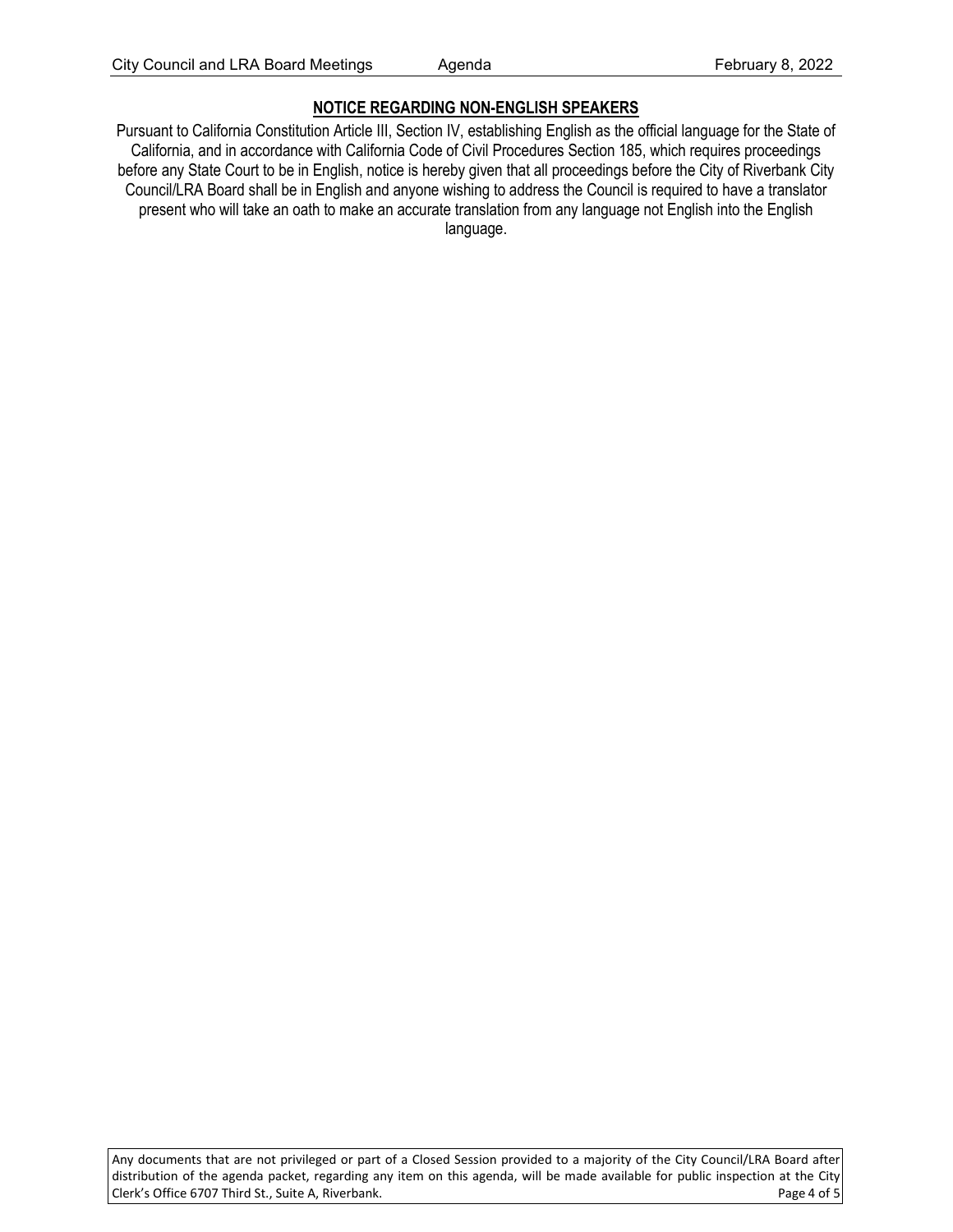## NOTICE REGARDING NON-ENGLISH SPEAKERS

Pursuant to California Constitution Article III, Section IV, establishing English as the official language for the State of California, and in accordance with California Code of Civil Procedures Section 185, which requires proceedings before any State Court to be in English, notice is hereby given that all proceedings before the City of Riverbank City Council/LRA Board shall be in English and anyone wishing to address the Council is required to have a translator present who will take an oath to make an accurate translation from any language not English into the English language.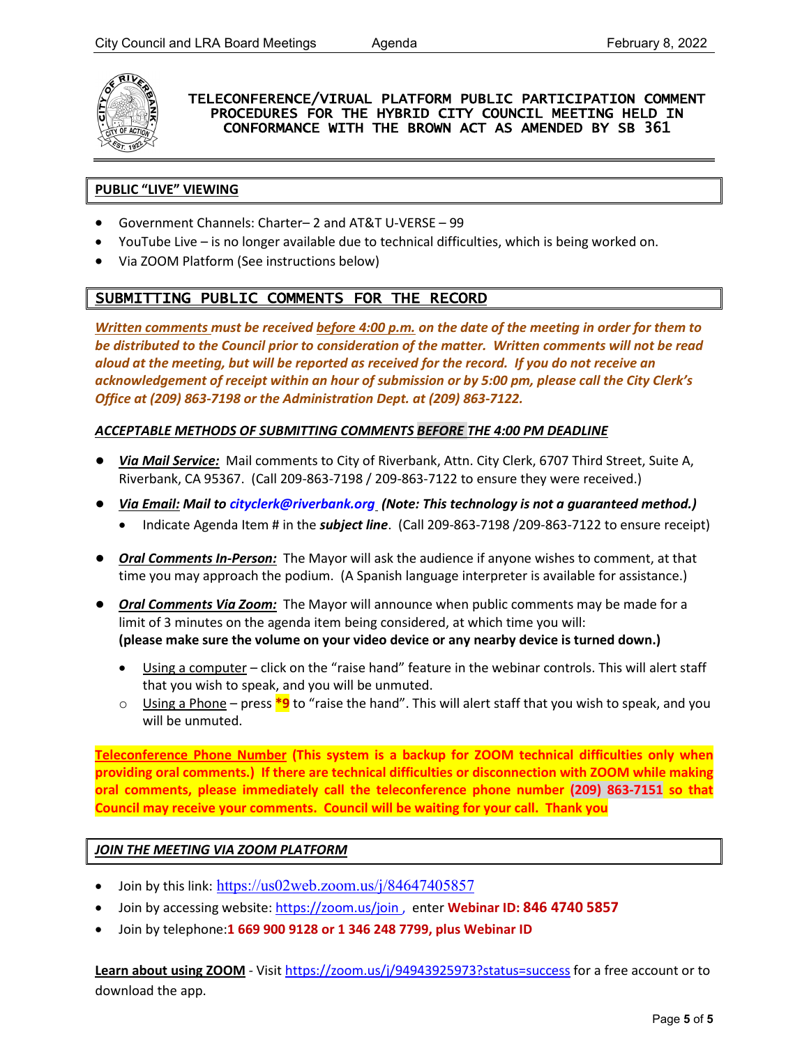# TELECONFERENCE/VIRUAL PLATFORM PUBLIC PARTICIPATION COMMENT PROCEDURES FOR THE HYBRID CITY COUNCIL MEETING HELD IN CONFORMANCE WITH THE BROWN ACT AS AMENDED BY SB 361

## PUBLIC "LIVE" VIEWING

- Government Channels: Charter– 2 and AT&T U-VERSE – 99
- YouTube Live – is no longer available due to technical difficulties, which is being worked on.
- Via ZOOM Platform (See instructions below)

## SUBMITTING PUBLIC COMMENTS FOR THE RECORD

***Written comments must be received before 4:00 p.m. on the date of the meeting in order for them to be distributed to the Council prior to consideration of the matter. Written comments will not be read aloud at the meeting, but will be reported as received for the record. If you do not receive an acknowledgement of receipt within an hour of submission or by 5:00 pm, please call the City Clerk's Office at (209) 863-7198 or the Administration Dept. at (209) 863-7122.***

***ACCEPTABLE METHODS OF SUBMITTING COMMENTS BEFORE THE 4:00 PM DEADLINE***

- ***Via Mail Service:*** Mail comments to City of Riverbank, Attn. City Clerk, 6707 Third Street, Suite A, Riverbank, CA 95367. (Call 209-863-7198 / 209-863-7122 to ensure they were received.)
- ***Via Email: Mail to cityclerk@riverbank.org (Note: This technology is not a guaranteed method.)***
  - Indicate Agenda Item # in the ***subject line***. (Call 209-863-7198 /209-863-7122 to ensure receipt)
- ***Oral Comments In-Person:*** The Mayor will ask the audience if anyone wishes to comment, at that time you may approach the podium. (A Spanish language interpreter is available for assistance.)
- ***Oral Comments Via Zoom:*** The Mayor will announce when public comments may be made for a limit of 3 minutes on the agenda item being considered, at which time you will: **(please make sure the volume on your video device or any nearby device is turned down.)**
  - Using a computer – click on the "raise hand" feature in the webinar controls. This will alert staff that you wish to speak, and you will be unmuted.
  - Using a Phone – press ***9** to "raise the hand". This will alert staff that you wish to speak, and you will be unmuted.

**Teleconference Phone Number (This system is a backup for ZOOM technical difficulties only when providing oral comments.) If there are technical difficulties or disconnection with ZOOM while making oral comments, please immediately call the teleconference phone number (209) 863-7151 so that Council may receive your comments. Council will be waiting for your call. Thank you**

## *JOIN THE MEETING VIA ZOOM PLATFORM*

- Join by this link: https://us02web.zoom.us/j/84647405857
- Join by accessing website: https://zoom.us/join , enter **Webinar ID: 846 4740 5857**
- Join by telephone:**1 669 900 9128 or 1 346 248 7799, plus Webinar ID**

**Learn about using ZOOM** - Visit https://zoom.us/j/94943925973?status=success for a free account or to download the app.